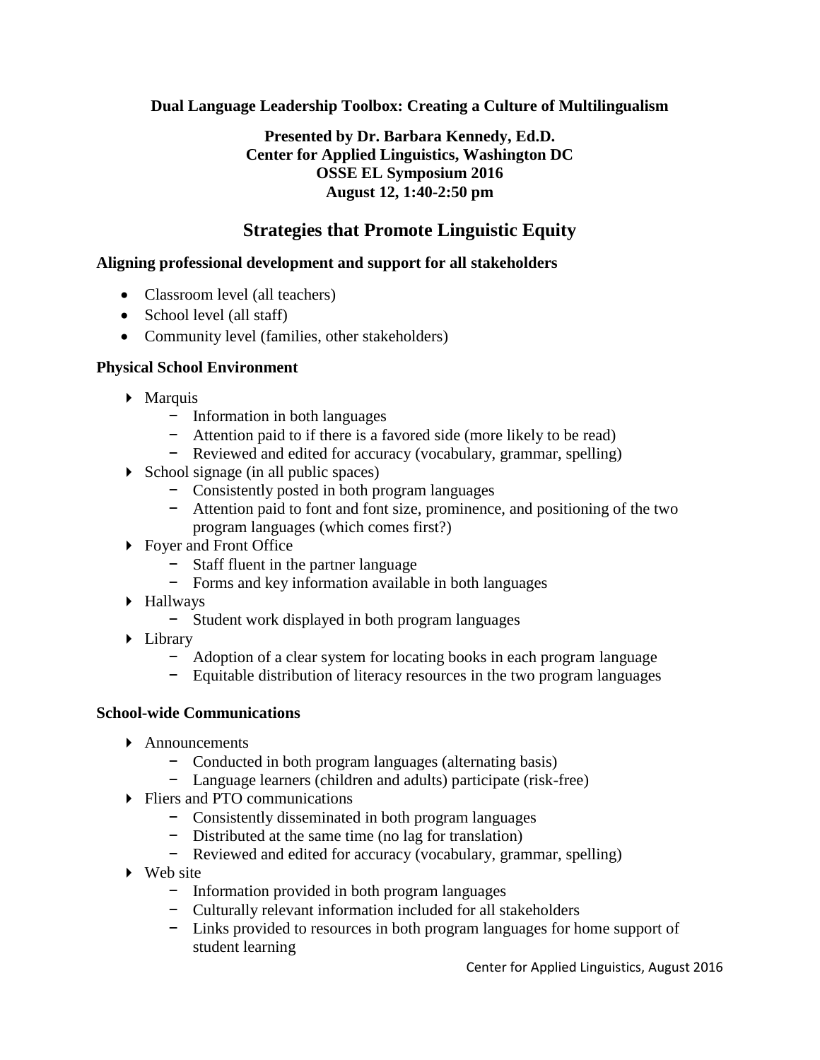**Dual Language Leadership Toolbox: Creating a Culture of Multilingualism**

**Presented by Dr. Barbara Kennedy, Ed.D.**
**Center for Applied Linguistics, Washington DC**
**OSSE EL Symposium 2016**
**August 12, 1:40-2:50 pm**

## Strategies that Promote Linguistic Equity

### Aligning professional development and support for all stakeholders

- Classroom level (all teachers)
- School level (all staff)
- Community level (families, other stakeholders)

### Physical School Environment

- Marquis
  - Information in both languages
  - Attention paid to if there is a favored side (more likely to be read)
  - Reviewed and edited for accuracy (vocabulary, grammar, spelling)
- School signage (in all public spaces)
  - Consistently posted in both program languages
  - Attention paid to font and font size, prominence, and positioning of the two program languages (which comes first?)
- Foyer and Front Office
  - Staff fluent in the partner language
  - Forms and key information available in both languages
- Hallways
  - Student work displayed in both program languages
- Library
  - Adoption of a clear system for locating books in each program language
  - Equitable distribution of literacy resources in the two program languages

### School-wide Communications

- Announcements
  - Conducted in both program languages (alternating basis)
  - Language learners (children and adults) participate (risk-free)
- Fliers and PTO communications
  - Consistently disseminated in both program languages
  - Distributed at the same time (no lag for translation)
  - Reviewed and edited for accuracy (vocabulary, grammar, spelling)
- Web site
  - Information provided in both program languages
  - Culturally relevant information included for all stakeholders
  - Links provided to resources in both program languages for home support of student learning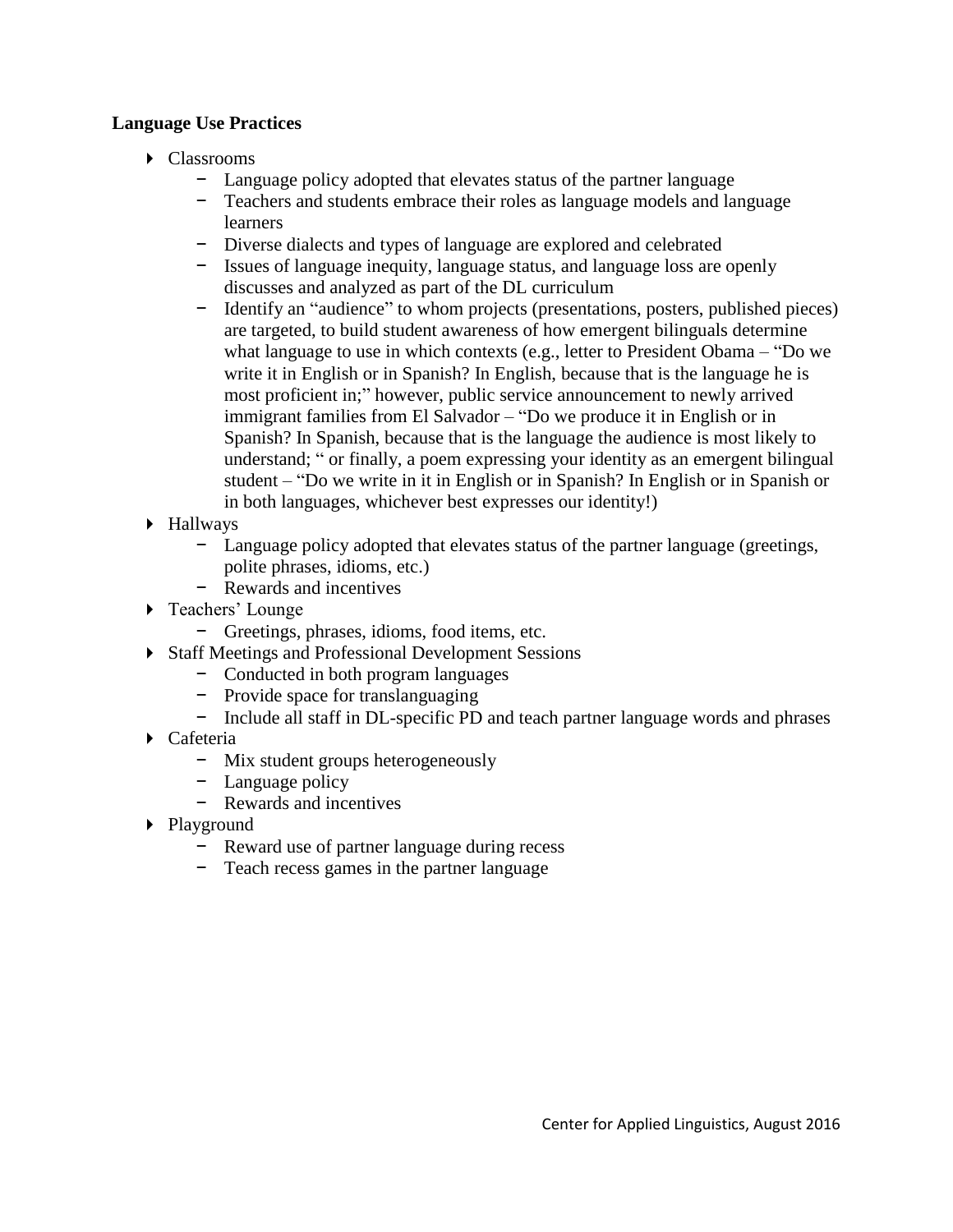**Language Use Practices**

- Classrooms
  - Language policy adopted that elevates status of the partner language
  - Teachers and students embrace their roles as language models and language learners
  - Diverse dialects and types of language are explored and celebrated
  - Issues of language inequity, language status, and language loss are openly discusses and analyzed as part of the DL curriculum
  - Identify an "audience" to whom projects (presentations, posters, published pieces) are targeted, to build student awareness of how emergent bilinguals determine what language to use in which contexts (e.g., letter to President Obama – "Do we write it in English or in Spanish? In English, because that is the language he is most proficient in;" however, public service announcement to newly arrived immigrant families from El Salvador – "Do we produce it in English or in Spanish? In Spanish, because that is the language the audience is most likely to understand; " or finally, a poem expressing your identity as an emergent bilingual student – "Do we write in it in English or in Spanish? In English or in Spanish or in both languages, whichever best expresses our identity!)
- Hallways
  - Language policy adopted that elevates status of the partner language (greetings, polite phrases, idioms, etc.)
  - Rewards and incentives
- Teachers' Lounge
  - Greetings, phrases, idioms, food items, etc.
- Staff Meetings and Professional Development Sessions
  - Conducted in both program languages
  - Provide space for translanguaging
  - Include all staff in DL-specific PD and teach partner language words and phrases
- Cafeteria
  - Mix student groups heterogeneously
  - Language policy
  - Rewards and incentives
- Playground
  - Reward use of partner language during recess
  - Teach recess games in the partner language